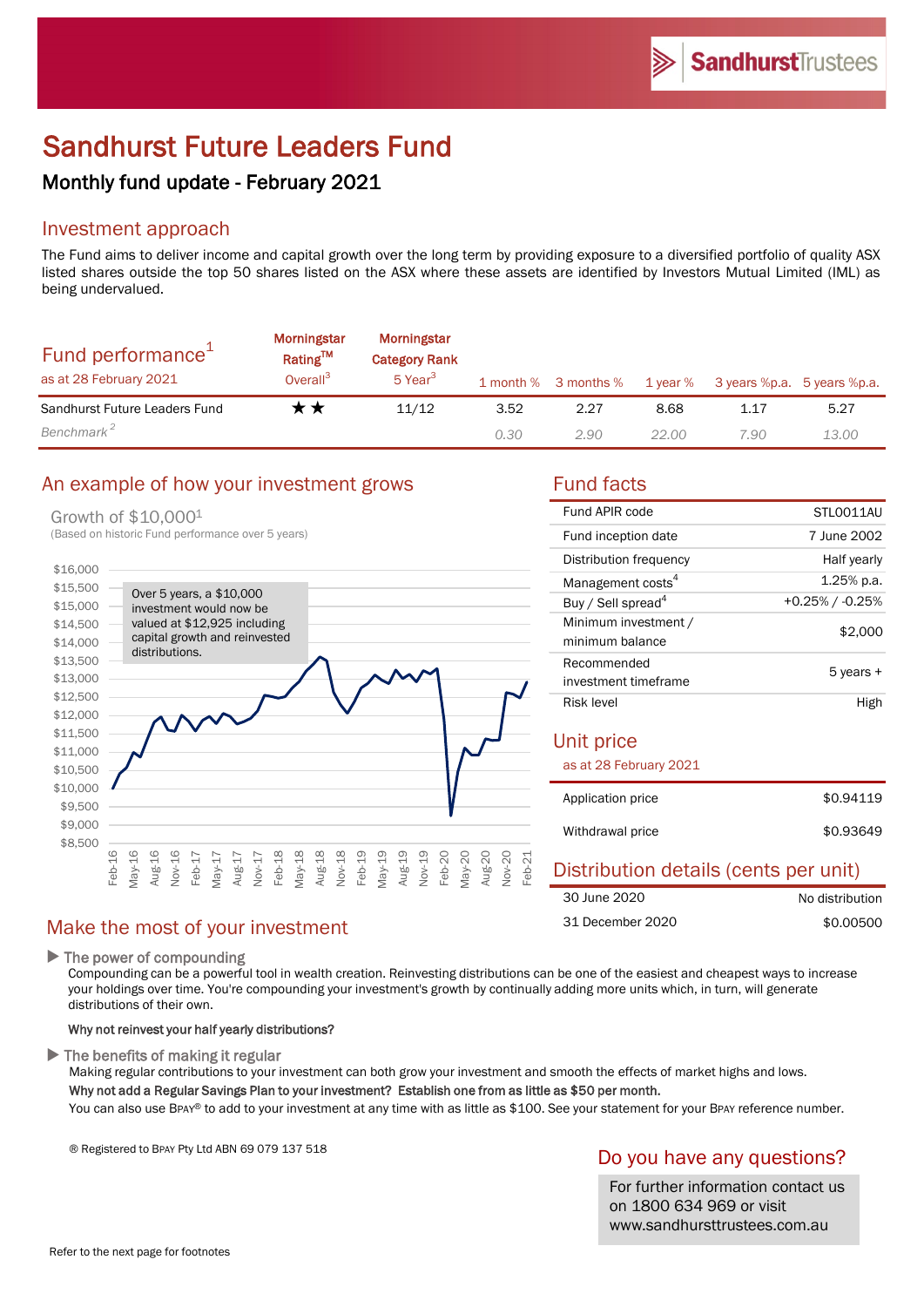# Sandhurst Future Leaders Fund

## Monthly fund update - February 2021

## Investment approach

The Fund aims to deliver income and capital growth over the long term by providing exposure to a diversified portfolio of quality ASX listed shares outside the top 50 shares listed on the ASX where these assets are identified by Investors Mutual Limited (IML) as being undervalued.

| Fund performance[1] as at 28 February 2021 | Morningstar Rating™ Overall[3] | Morningstar Category Rank 5 Year[3] | 1 month % | 3 months % | 1 year % | 3 years %p.a. | 5 years %p.a. |
|---|---|---|---|---|---|---|---|
| Sandhurst Future Leaders Fund | ★★ | 11/12 | 3.52 | 2.27 | 8.68 | 1.17 | 5.27 |
| *Benchmark*[2] | | | *0.30* | *2.90* | *22.00* | *7.90* | *13.00* |

## An example of how your investment grows

Growth of $10,000[1]
(Based on historic Fund performance over 5 years)

Over 5 years, a $10,000 investment would now be valued at $12,925 including capital growth and reinvested distributions.

## Fund facts

| | |
|---|---|
| Fund APIR code | STL0011AU |
| Fund inception date | 7 June 2002 |
| Distribution frequency | Half yearly |
| Management costs[4] | 1.25% p.a. |
| Buy / Sell spread[4] | +0.25% / -0.25% |
| Minimum investment / minimum balance | $2,000 |
| Recommended investment timeframe | 5 years + |
| Risk level | High |

## Unit price

as at 28 February 2021

| | |
|---|---|
| Application price | $0.94119 |
| Withdrawal price | $0.93649 |

## Distribution details (cents per unit)

| | |
|---|---|
| 30 June 2020 | No distribution |
| 31 December 2020 | $0.00500 |

## Make the most of your investment

▶ **The power of compounding**

Compounding can be a powerful tool in wealth creation. Reinvesting distributions can be one of the easiest and cheapest ways to increase your holdings over time. You're compounding your investment's growth by continually adding more units which, in turn, will generate distributions of their own.

**Why not reinvest your half yearly distributions?**

▶ **The benefits of making it regular**

Making regular contributions to your investment can both grow your investment and smooth the effects of market highs and lows.

**Why not add a Regular Savings Plan to your investment? Establish one from as little as $50 per month.**

You can also use BPAY® to add to your investment at any time with as little as $100. See your statement for your BPAY reference number.

® Registered to BPAY Pty Ltd ABN 69 079 137 518

## Do you have any questions?

For further information contact us on 1800 634 969 or visit www.sandhursttrustees.com.au

Refer to the next page for footnotes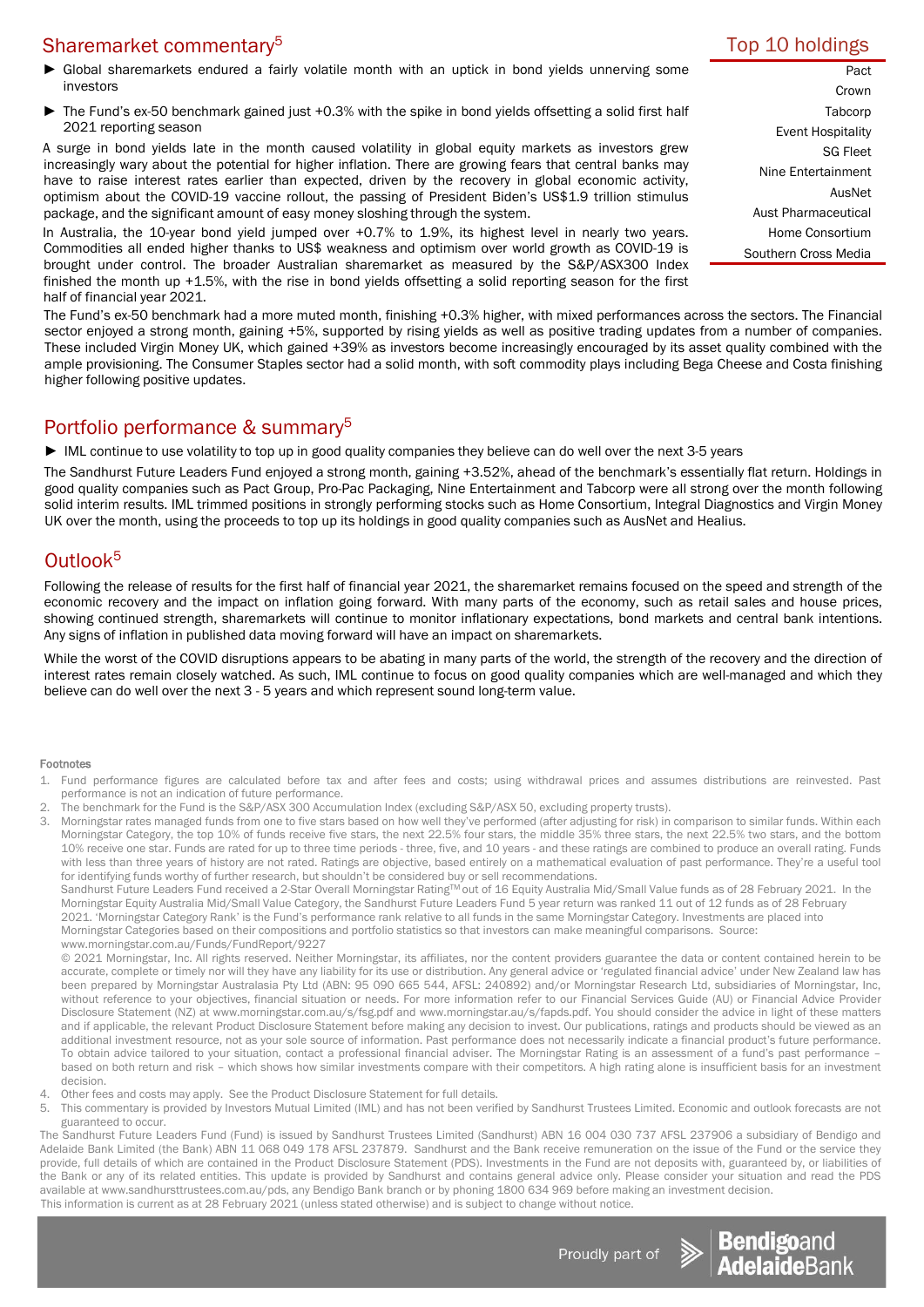## Sharemarket commentary[5]

- Global sharemarkets endured a fairly volatile month with an uptick in bond yields unnerving some investors
- The Fund's ex-50 benchmark gained just +0.3% with the spike in bond yields offsetting a solid first half 2021 reporting season

A surge in bond yields late in the month caused volatility in global equity markets as investors grew increasingly wary about the potential for higher inflation. There are growing fears that central banks may have to raise interest rates earlier than expected, driven by the recovery in global economic activity, optimism about the COVID-19 vaccine rollout, the passing of President Biden's US$1.9 trillion stimulus package, and the significant amount of easy money sloshing through the system.

In Australia, the 10-year bond yield jumped over +0.7% to 1.9%, its highest level in nearly two years. Commodities all ended higher thanks to US$ weakness and optimism over world growth as COVID-19 is brought under control. The broader Australian sharemarket as measured by the S&P/ASX300 Index finished the month up +1.5%, with the rise in bond yields offsetting a solid reporting season for the first half of financial year 2021.

The Fund's ex-50 benchmark had a more muted month, finishing +0.3% higher, with mixed performances across the sectors. The Financial sector enjoyed a strong month, gaining +5%, supported by rising yields as well as positive trading updates from a number of companies. These included Virgin Money UK, which gained +39% as investors become increasingly encouraged by its asset quality combined with the ample provisioning. The Consumer Staples sector had a solid month, with soft commodity plays including Bega Cheese and Costa finishing higher following positive updates.

## Top 10 holdings

| |
|---|
| Pact |
| Crown |
| Tabcorp |
| Event Hospitality |
| SG Fleet |
| Nine Entertainment |
| AusNet |
| Aust Pharmaceutical |
| Home Consortium |
| Southern Cross Media |

## Portfolio performance & summary[5]

- IML continue to use volatility to top up in good quality companies they believe can do well over the next 3-5 years

The Sandhurst Future Leaders Fund enjoyed a strong month, gaining +3.52%, ahead of the benchmark's essentially flat return. Holdings in good quality companies such as Pact Group, Pro-Pac Packaging, Nine Entertainment and Tabcorp were all strong over the month following solid interim results. IML trimmed positions in strongly performing stocks such as Home Consortium, Integral Diagnostics and Virgin Money UK over the month, using the proceeds to top up its holdings in good quality companies such as AusNet and Healius.

## Outlook[5]

Following the release of results for the first half of financial year 2021, the sharemarket remains focused on the speed and strength of the economic recovery and the impact on inflation going forward. With many parts of the economy, such as retail sales and house prices, showing continued strength, sharemarkets will continue to monitor inflationary expectations, bond markets and central bank intentions. Any signs of inflation in published data moving forward will have an impact on sharemarkets.

While the worst of the COVID disruptions appears to be abating in many parts of the world, the strength of the recovery and the direction of interest rates remain closely watched. As such, IML continue to focus on good quality companies which are well-managed and which they believe can do well over the next 3 - 5 years and which represent sound long-term value.

#### Footnotes

1. Fund performance figures are calculated before tax and after fees and costs; using withdrawal prices and assumes distributions are reinvested. Past performance is not an indication of future performance.
2. The benchmark for the Fund is the S&P/ASX 300 Accumulation Index (excluding S&P/ASX 50, excluding property trusts).
3. Morningstar rates managed funds from one to five stars based on how well they've performed (after adjusting for risk) in comparison to similar funds. Within each Morningstar Category, the top 10% of funds receive five stars, the next 22.5% four stars, the middle 35% three stars, the next 22.5% two stars, and the bottom 10% receive one star. Funds are rated for up to three time periods - three, five, and 10 years - and these ratings are combined to produce an overall rating. Funds with less than three years of history are not rated. Ratings are objective, based entirely on a mathematical evaluation of past performance. They're a useful tool for identifying funds worthy of further research, but shouldn't be considered buy or sell recommendations.
   Sandhurst Future Leaders Fund received a 2-Star Overall Morningstar Rating™ out of 16 Equity Australia Mid/Small Value funds as of 28 February 2021. In the Morningstar Equity Australia Mid/Small Value Category, the Sandhurst Future Leaders Fund 5 year return was ranked 11 out of 12 funds as of 28 February 2021. 'Morningstar Category Rank' is the Fund's performance rank relative to all funds in the same Morningstar Category. Investments are placed into Morningstar Categories based on their compositions and portfolio statistics so that investors can make meaningful comparisons. Source: www.morningstar.com.au/Funds/FundReport/9227
   © 2021 Morningstar, Inc. All rights reserved. Neither Morningstar, its affiliates, nor the content providers guarantee the data or content contained herein to be accurate, complete or timely nor will they have any liability for its use or distribution. Any general advice or 'regulated financial advice' under New Zealand law has been prepared by Morningstar Australasia Pty Ltd (ABN: 95 090 665 544, AFSL: 240892) and/or Morningstar Research Ltd, subsidiaries of Morningstar, Inc, without reference to your objectives, financial situation or needs. For more information refer to our Financial Services Guide (AU) or Financial Advice Provider Disclosure Statement (NZ) at www.morningstar.com.au/s/fsg.pdf and www.morningstar.au/s/fapds.pdf. You should consider the advice in light of these matters and if applicable, the relevant Product Disclosure Statement before making any decision to invest. Our publications, ratings and products should be viewed as an additional investment resource, not as your sole source of information. Past performance does not necessarily indicate a financial product's future performance. To obtain advice tailored to your situation, contact a professional financial adviser. The Morningstar Rating is an assessment of a fund's past performance – based on both return and risk – which shows how similar investments compare with their competitors. A high rating alone is insufficient basis for an investment decision.
4. Other fees and costs may apply. See the Product Disclosure Statement for full details.
5. This commentary is provided by Investors Mutual Limited (IML) and has not been verified by Sandhurst Trustees Limited. Economic and outlook forecasts are not guaranteed to occur.

The Sandhurst Future Leaders Fund (Fund) is issued by Sandhurst Trustees Limited (Sandhurst) ABN 16 004 030 737 AFSL 237906 a subsidiary of Bendigo and Adelaide Bank Limited (the Bank) ABN 11 068 049 178 AFSL 237879. Sandhurst and the Bank receive remuneration on the issue of the Fund or the service they provide, full details of which are contained in the Product Disclosure Statement (PDS). Investments in the Fund are not deposits with, guaranteed by, or liabilities of the Bank or any of its related entities. This update is provided by Sandhurst and contains general advice only. Please consider your situation and read the PDS available at www.sandhursttrustees.com.au/pds, any Bendigo Bank branch or by phoning 1800 634 969 before making an investment decision.
This information is current as at 28 February 2021 (unless stated otherwise) and is subject to change without notice.

Proudly part of Bendigo and Adelaide Bank